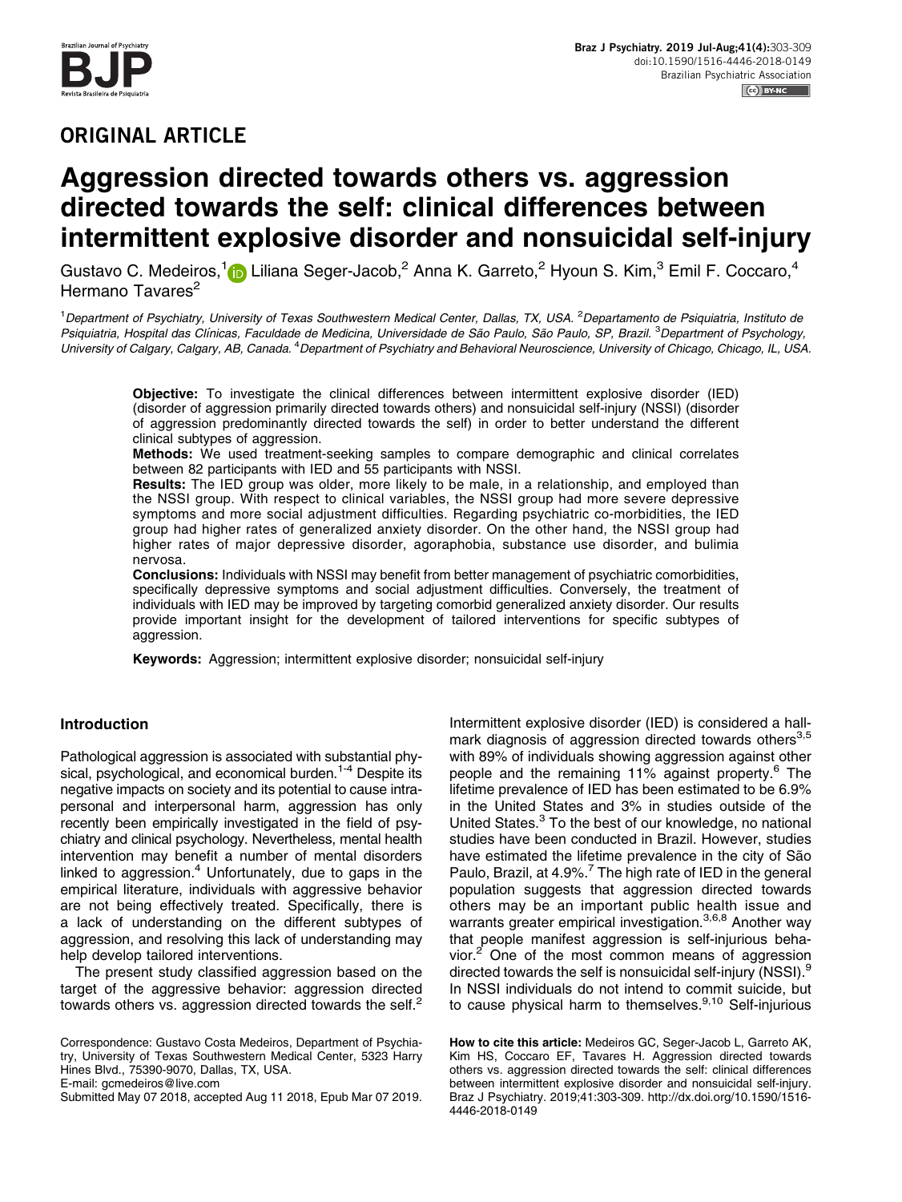## ORIGINAL ARTICLE

# Aggression directed towards others vs. aggression directed towards the self: clinical differences between intermittent explosive disorder and nonsuicidal self-injury

Gustavo C. Medeiros,[1] Liliana Seger-Jacob,[2] Anna K. Garreto,[2] Hyoun S. Kim,[3] Emil F. Coccaro,[4] Hermano Tavares[2]

[1]*Department of Psychiatry, University of Texas Southwestern Medical Center, Dallas, TX, USA.* [2]*Departamento de Psiquiatria, Instituto de Psiquiatria, Hospital das Clínicas, Faculdade de Medicina, Universidade de São Paulo, São Paulo, SP, Brazil.* [3]*Department of Psychology, University of Calgary, Calgary, AB, Canada.* [4]*Department of Psychiatry and Behavioral Neuroscience, University of Chicago, Chicago, IL, USA.*

**Objective:** To investigate the clinical differences between intermittent explosive disorder (IED) (disorder of aggression primarily directed towards others) and nonsuicidal self-injury (NSSI) (disorder of aggression predominantly directed towards the self) in order to better understand the different clinical subtypes of aggression.

**Methods:** We used treatment-seeking samples to compare demographic and clinical correlates between 82 participants with IED and 55 participants with NSSI.

**Results:** The IED group was older, more likely to be male, in a relationship, and employed than the NSSI group. With respect to clinical variables, the NSSI group had more severe depressive symptoms and more social adjustment difficulties. Regarding psychiatric co-morbidities, the IED group had higher rates of generalized anxiety disorder. On the other hand, the NSSI group had higher rates of major depressive disorder, agoraphobia, substance use disorder, and bulimia nervosa.

**Conclusions:** Individuals with NSSI may benefit from better management of psychiatric comorbidities, specifically depressive symptoms and social adjustment difficulties. Conversely, the treatment of individuals with IED may be improved by targeting comorbid generalized anxiety disorder. Our results provide important insight for the development of tailored interventions for specific subtypes of aggression.

**Keywords:** Aggression; intermittent explosive disorder; nonsuicidal self-injury

### Introduction

Pathological aggression is associated with substantial physical, psychological, and economical burden.[1-4] Despite its negative impacts on society and its potential to cause intrapersonal and interpersonal harm, aggression has only recently been empirically investigated in the field of psychiatry and clinical psychology. Nevertheless, mental health intervention may benefit a number of mental disorders linked to aggression.[4] Unfortunately, due to gaps in the empirical literature, individuals with aggressive behavior are not being effectively treated. Specifically, there is a lack of understanding on the different subtypes of aggression, and resolving this lack of understanding may help develop tailored interventions.

The present study classified aggression based on the target of the aggressive behavior: aggression directed towards others vs. aggression directed towards the self.[2] Intermittent explosive disorder (IED) is considered a hallmark diagnosis of aggression directed towards others[3,5] with 89% of individuals showing aggression against other people and the remaining 11% against property.[6] The lifetime prevalence of IED has been estimated to be 6.9% in the United States and 3% in studies outside of the United States.[3] To the best of our knowledge, no national studies have been conducted in Brazil. However, studies have estimated the lifetime prevalence in the city of São Paulo, Brazil, at 4.9%.[7] The high rate of IED in the general population suggests that aggression directed towards others may be an important public health issue and warrants greater empirical investigation.[3,6,8] Another way that people manifest aggression is self-injurious behavior.[2] One of the most common means of aggression directed towards the self is nonsuicidal self-injury (NSSI).[9] In NSSI individuals do not intend to commit suicide, but to cause physical harm to themselves.[9,10] Self-injurious

Correspondence: Gustavo Costa Medeiros, Department of Psychiatry, University of Texas Southwestern Medical Center, 5323 Harry Hines Blvd., 75390-9070, Dallas, TX, USA.
E-mail: gcmedeiros@live.com
Submitted May 07 2018, accepted Aug 11 2018, Epub Mar 07 2019.

**How to cite this article:** Medeiros GC, Seger-Jacob L, Garreto AK, Kim HS, Coccaro EF, Tavares H. Aggression directed towards others vs. aggression directed towards the self: clinical differences between intermittent explosive disorder and nonsuicidal self-injury. Braz J Psychiatry. 2019;41:303-309. http://dx.doi.org/10.1590/1516-4446-2018-0149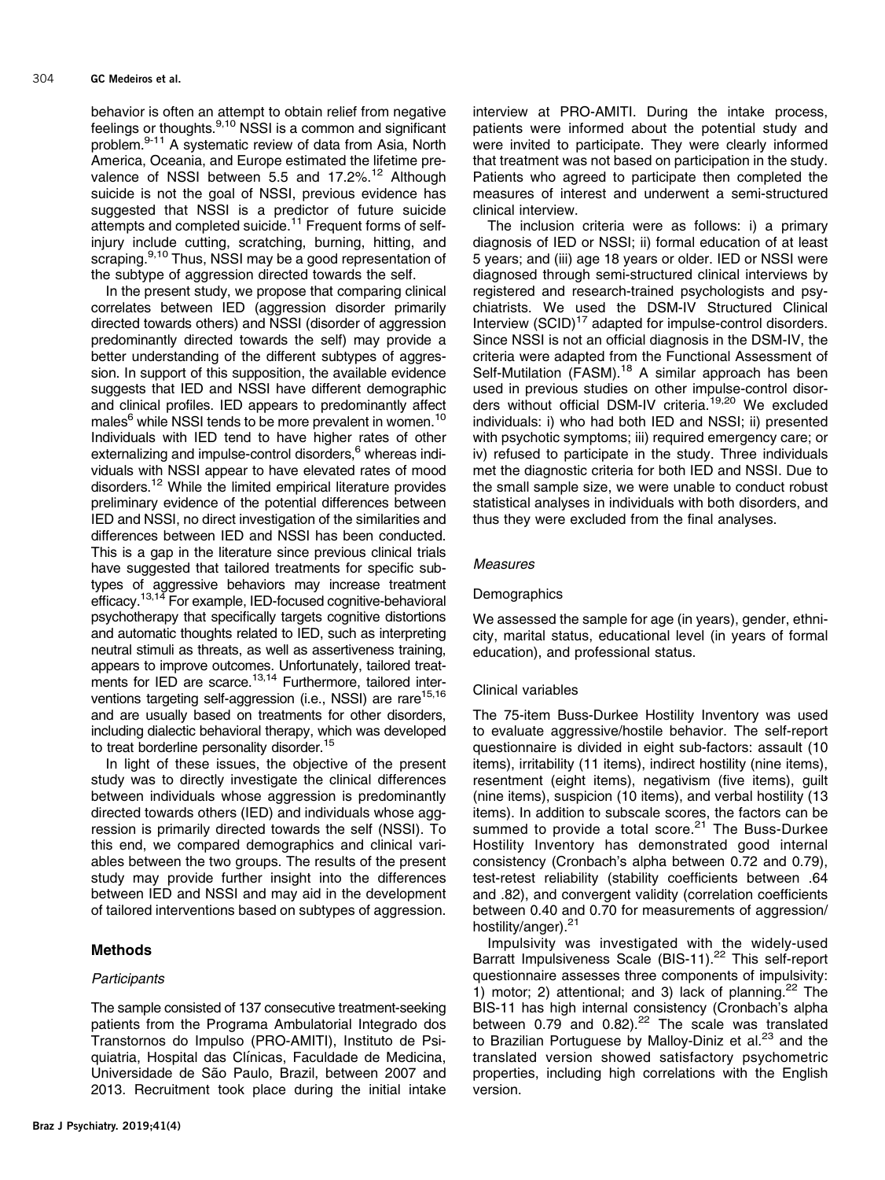behavior is often an attempt to obtain relief from negative feelings or thoughts.[9,10] NSSI is a common and significant problem.[9-11] A systematic review of data from Asia, North America, Oceania, and Europe estimated the lifetime prevalence of NSSI between 5.5 and 17.2%.[12] Although suicide is not the goal of NSSI, previous evidence has suggested that NSSI is a predictor of future suicide attempts and completed suicide.[11] Frequent forms of self-injury include cutting, scratching, burning, hitting, and scraping.[9,10] Thus, NSSI may be a good representation of the subtype of aggression directed towards the self.

In the present study, we propose that comparing clinical correlates between IED (aggression disorder primarily directed towards others) and NSSI (disorder of aggression predominantly directed towards the self) may provide a better understanding of the different subtypes of aggression. In support of this supposition, the available evidence suggests that IED and NSSI have different demographic and clinical profiles. IED appears to predominantly affect males[6] while NSSI tends to be more prevalent in women.[10] Individuals with IED tend to have higher rates of other externalizing and impulse-control disorders,[6] whereas individuals with NSSI appear to have elevated rates of mood disorders.[12] While the limited empirical literature provides preliminary evidence of the potential differences between IED and NSSI, no direct investigation of the similarities and differences between IED and NSSI has been conducted. This is a gap in the literature since previous clinical trials have suggested that tailored treatments for specific subtypes of aggressive behaviors may increase treatment efficacy.[13,14] For example, IED-focused cognitive-behavioral psychotherapy that specifically targets cognitive distortions and automatic thoughts related to IED, such as interpreting neutral stimuli as threats, as well as assertiveness training, appears to improve outcomes. Unfortunately, tailored treatments for IED are scarce.[13,14] Furthermore, tailored interventions targeting self-aggression (i.e., NSSI) are rare[15,16] and are usually based on treatments for other disorders, including dialectic behavioral therapy, which was developed to treat borderline personality disorder.[15]

In light of these issues, the objective of the present study was to directly investigate the clinical differences between individuals whose aggression is predominantly directed towards others (IED) and individuals whose aggression is primarily directed towards the self (NSSI). To this end, we compared demographics and clinical variables between the two groups. The results of the present study may provide further insight into the differences between IED and NSSI and may aid in the development of tailored interventions based on subtypes of aggression.

## Methods

### *Participants*

The sample consisted of 137 consecutive treatment-seeking patients from the Programa Ambulatorial Integrado dos Transtornos do Impulso (PRO-AMITI), Instituto de Psiquiatria, Hospital das Clínicas, Faculdade de Medicina, Universidade de São Paulo, Brazil, between 2007 and 2013. Recruitment took place during the initial intake interview at PRO-AMITI. During the intake process, patients were informed about the potential study and were invited to participate. They were clearly informed that treatment was not based on participation in the study. Patients who agreed to participate then completed the measures of interest and underwent a semi-structured clinical interview.

The inclusion criteria were as follows: i) a primary diagnosis of IED or NSSI; ii) formal education of at least 5 years; and (iii) age 18 years or older. IED or NSSI were diagnosed through semi-structured clinical interviews by registered and research-trained psychologists and psychiatrists. We used the DSM-IV Structured Clinical Interview (SCID)[17] adapted for impulse-control disorders. Since NSSI is not an official diagnosis in the DSM-IV, the criteria were adapted from the Functional Assessment of Self-Mutilation (FASM).[18] A similar approach has been used in previous studies on other impulse-control disorders without official DSM-IV criteria.[19,20] We excluded individuals: i) who had both IED and NSSI; ii) presented with psychotic symptoms; iii) required emergency care; or iv) refused to participate in the study. Three individuals met the diagnostic criteria for both IED and NSSI. Due to the small sample size, we were unable to conduct robust statistical analyses in individuals with both disorders, and thus they were excluded from the final analyses.

### *Measures*

#### Demographics

We assessed the sample for age (in years), gender, ethnicity, marital status, educational level (in years of formal education), and professional status.

#### Clinical variables

The 75-item Buss-Durkee Hostility Inventory was used to evaluate aggressive/hostile behavior. The self-report questionnaire is divided in eight sub-factors: assault (10 items), irritability (11 items), indirect hostility (nine items), resentment (eight items), negativism (five items), guilt (nine items), suspicion (10 items), and verbal hostility (13 items). In addition to subscale scores, the factors can be summed to provide a total score.[21] The Buss-Durkee Hostility Inventory has demonstrated good internal consistency (Cronbach's alpha between 0.72 and 0.79), test-retest reliability (stability coefficients between .64 and .82), and convergent validity (correlation coefficients between 0.40 and 0.70 for measurements of aggression/hostility/anger).[21]

Impulsivity was investigated with the widely-used Barratt Impulsiveness Scale (BIS-11).[22] This self-report questionnaire assesses three components of impulsivity: 1) motor; 2) attentional; and 3) lack of planning.[22] The BIS-11 has high internal consistency (Cronbach's alpha between 0.79 and 0.82).[22] The scale was translated to Brazilian Portuguese by Malloy-Diniz et al.[23] and the translated version showed satisfactory psychometric properties, including high correlations with the English version.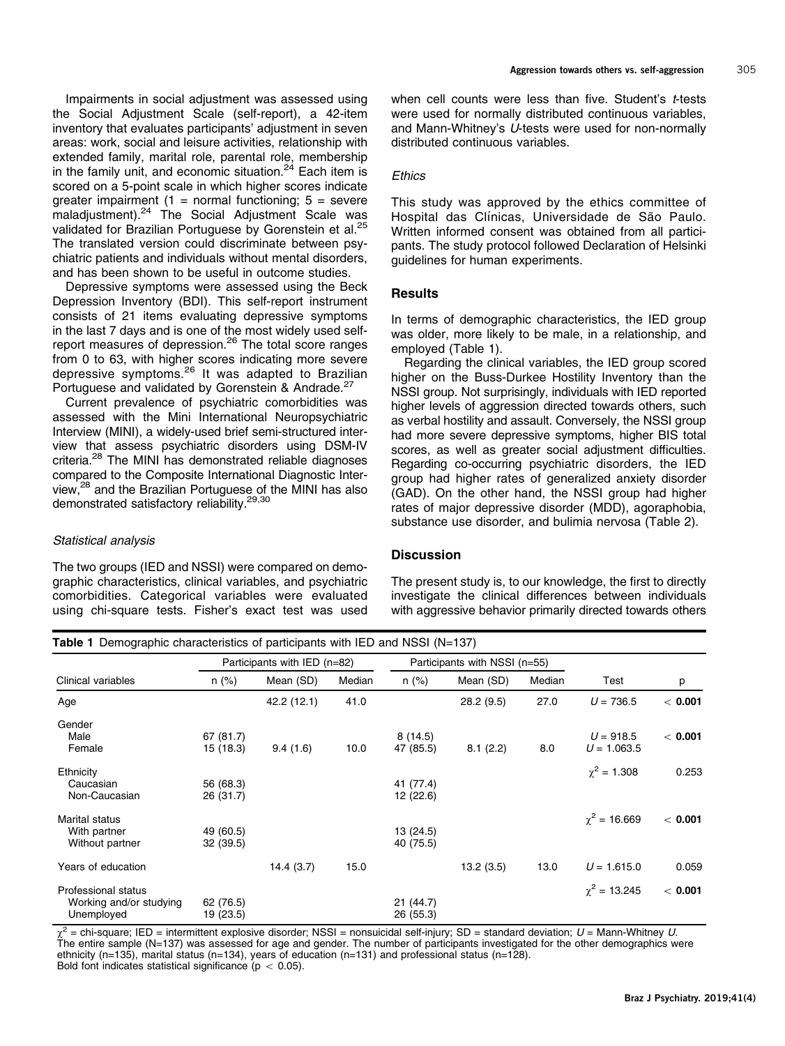Impairments in social adjustment was assessed using the Social Adjustment Scale (self-report), a 42-item inventory that evaluates participants' adjustment in seven areas: work, social and leisure activities, relationship with extended family, marital role, parental role, membership in the family unit, and economic situation.[24] Each item is scored on a 5-point scale in which higher scores indicate greater impairment (1 = normal functioning; 5 = severe maladjustment).[24] The Social Adjustment Scale was validated for Brazilian Portuguese by Gorenstein et al.[25] The translated version could discriminate between psychiatric patients and individuals without mental disorders, and has been shown to be useful in outcome studies.

Depressive symptoms were assessed using the Beck Depression Inventory (BDI). This self-report instrument consists of 21 items evaluating depressive symptoms in the last 7 days and is one of the most widely used self-report measures of depression.[26] The total score ranges from 0 to 63, with higher scores indicating more severe depressive symptoms.[26] It was adapted to Brazilian Portuguese and validated by Gorenstein & Andrade.[27]

Current prevalence of psychiatric comorbidities was assessed with the Mini International Neuropsychiatric Interview (MINI), a widely-used brief semi-structured interview that assess psychiatric disorders using DSM-IV criteria.[28] The MINI has demonstrated reliable diagnoses compared to the Composite International Diagnostic Interview,[28] and the Brazilian Portuguese of the MINI has also demonstrated satisfactory reliability.[29,30]

### *Statistical analysis*

The two groups (IED and NSSI) were compared on demographic characteristics, clinical variables, and psychiatric comorbidities. Categorical variables were evaluated using chi-square tests. Fisher's exact test was used when cell counts were less than five. Student's *t*-tests were used for normally distributed continuous variables, and Mann-Whitney's *U*-tests were used for non-normally distributed continuous variables.

### *Ethics*

This study was approved by the ethics committee of Hospital das Clínicas, Universidade de São Paulo. Written informed consent was obtained from all participants. The study protocol followed Declaration of Helsinki guidelines for human experiments.

## Results

In terms of demographic characteristics, the IED group was older, more likely to be male, in a relationship, and employed (Table 1).

Regarding the clinical variables, the IED group scored higher on the Buss-Durkee Hostility Inventory than the NSSI group. Not surprisingly, individuals with IED reported higher levels of aggression directed towards others, such as verbal hostility and assault. Conversely, the NSSI group had more severe depressive symptoms, higher BIS total scores, as well as greater social adjustment difficulties. Regarding co-occurring psychiatric disorders, the IED group had higher rates of generalized anxiety disorder (GAD). On the other hand, the NSSI group had higher rates of major depressive disorder (MDD), agoraphobia, substance use disorder, and bulimia nervosa (Table 2).

## Discussion

The present study is, to our knowledge, the first to directly investigate the clinical differences between individuals with aggressive behavior primarily directed towards others

**Table 1** Demographic characteristics of participants with IED and NSSI (N=137)

| | Participants with IED (n=82) | | | Participants with NSSI (n=55) | | | | |
|---|---|---|---|---|---|---|---|---|
| Clinical variables | n (%) | Mean (SD) | Median | n (%) | Mean (SD) | Median | Test | p |
| Age | | 42.2 (12.1) | 41.0 | | 28.2 (9.5) | 27.0 | $U = 736.5$ | **< 0.001** |
| Gender | | | | | | | | |
| Male | 67 (81.7) | | | 8 (14.5) | | | $U = 918.5$ | **< 0.001** |
| Female | 15 (18.3) | 9.4 (1.6) | 10.0 | 47 (85.5) | 8.1 (2.2) | 8.0 | $U = 1.063.5$ | |
| Ethnicity | | | | | | | $\chi^2 = 1.308$ | 0.253 |
| Caucasian | 56 (68.3) | | | 41 (77.4) | | | | |
| Non-Caucasian | 26 (31.7) | | | 12 (22.6) | | | | |
| Marital status | | | | | | | $\chi^2 = 16.669$ | **< 0.001** |
| With partner | 49 (60.5) | | | 13 (24.5) | | | | |
| Without partner | 32 (39.5) | | | 40 (75.5) | | | | |
| Years of education | | 14.4 (3.7) | 15.0 | | 13.2 (3.5) | 13.0 | $U = 1.615.0$ | 0.059 |
| Professional status | | | | | | | $\chi^2 = 13.245$ | **< 0.001** |
| Working and/or studying | 62 (76.5) | | | 21 (44.7) | | | | |
| Unemployed | 19 (23.5) | | | 26 (55.3) | | | | |

$\chi^2$ = chi-square; IED = intermittent explosive disorder; NSSI = nonsuicidal self-injury; SD = standard deviation; $U$ = Mann-Whitney $U$.
The entire sample (N=137) was assessed for age and gender. The number of participants investigated for the other demographics were ethnicity (n=135), marital status (n=134), years of education (n=131) and professional status (n=128).
Bold font indicates statistical significance ($p < 0.05$).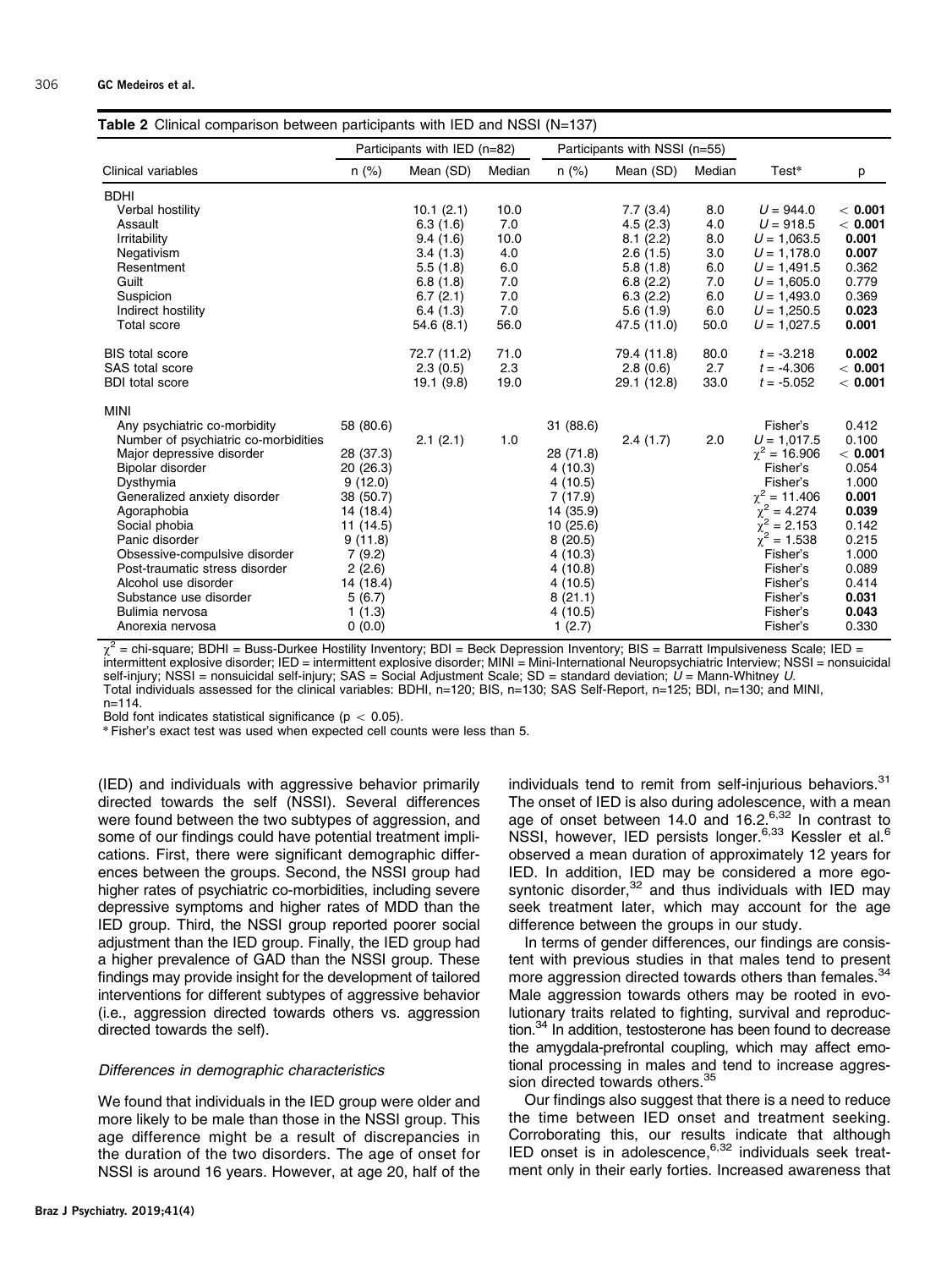**Table 2** Clinical comparison between participants with IED and NSSI (N=137)

| Clinical variables | Participants with IED (n=82) | | | Participants with NSSI (n=55) | | | Test* | p |
|---|---|---|---|---|---|---|---|---|
| | n (%) | Mean (SD) | Median | n (%) | Mean (SD) | Median | | |
| BDHI | | | | | | | | |
| Verbal hostility | | 10.1 (2.1) | 10.0 | | 7.7 (3.4) | 8.0 | $U = 944.0$ | **< 0.001** |
| Assault | | 6.3 (1.6) | 7.0 | | 4.5 (2.3) | 4.0 | $U = 918.5$ | **< 0.001** |
| Irritability | | 9.4 (1.6) | 10.0 | | 8.1 (2.2) | 8.0 | $U = 1,063.5$ | **0.001** |
| Negativism | | 3.4 (1.3) | 4.0 | | 2.6 (1.5) | 3.0 | $U = 1,178.0$ | **0.007** |
| Resentment | | 5.5 (1.8) | 6.0 | | 5.8 (1.8) | 6.0 | $U = 1,491.5$ | 0.362 |
| Guilt | | 6.8 (1.8) | 7.0 | | 6.8 (2.2) | 7.0 | $U = 1,605.0$ | 0.779 |
| Suspicion | | 6.7 (2.1) | 7.0 | | 6.3 (2.2) | 6.0 | $U = 1,493.0$ | 0.369 |
| Indirect hostility | | 6.4 (1.3) | 7.0 | | 5.6 (1.9) | 6.0 | $U = 1,250.5$ | **0.023** |
| Total score | | 54.6 (8.1) | 56.0 | | 47.5 (11.0) | 50.0 | $U = 1,027.5$ | **0.001** |
| BIS total score | | 72.7 (11.2) | 71.0 | | 79.4 (11.8) | 80.0 | $t = -3.218$ | **0.002** |
| SAS total score | | 2.3 (0.5) | 2.3 | | 2.8 (0.6) | 2.7 | $t = -4.306$ | **< 0.001** |
| BDI total score | | 19.1 (9.8) | 19.0 | | 29.1 (12.8) | 33.0 | $t = -5.052$ | **< 0.001** |
| MINI | | | | | | | | |
| Any psychiatric co-morbidity | 58 (80.6) | | | 31 (88.6) | | | Fisher's | 0.412 |
| Number of psychiatric co-morbidities | | 2.1 (2.1) | 1.0 | | 2.4 (1.7) | 2.0 | $U = 1,017.5$ | 0.100 |
| Major depressive disorder | 28 (37.3) | | | 28 (71.8) | | | $\chi^2 = 16.906$ | **< 0.001** |
| Bipolar disorder | 20 (26.3) | | | 4 (10.3) | | | Fisher's | 0.054 |
| Dysthymia | 9 (12.0) | | | 4 (10.5) | | | Fisher's | 1.000 |
| Generalized anxiety disorder | 38 (50.7) | | | 7 (17.9) | | | $\chi^2 = 11.406$ | **0.001** |
| Agoraphobia | 14 (18.4) | | | 14 (35.9) | | | $\chi^2 = 4.274$ | **0.039** |
| Social phobia | 11 (14.5) | | | 10 (25.6) | | | $\chi^2 = 2.153$ | 0.142 |
| Panic disorder | 9 (11.8) | | | 8 (20.5) | | | $\chi^2 = 1.538$ | 0.215 |
| Obsessive-compulsive disorder | 7 (9.2) | | | 4 (10.3) | | | Fisher's | 1.000 |
| Post-traumatic stress disorder | 2 (2.6) | | | 4 (10.8) | | | Fisher's | 0.089 |
| Alcohol use disorder | 14 (18.4) | | | 4 (10.5) | | | Fisher's | 0.414 |
| Substance use disorder | 5 (6.7) | | | 8 (21.1) | | | Fisher's | **0.031** |
| Bulimia nervosa | 1 (1.3) | | | 4 (10.5) | | | Fisher's | **0.043** |
| Anorexia nervosa | 0 (0.0) | | | 1 (2.7) | | | Fisher's | 0.330 |

$\chi^2$ = chi-square; BDHI = Buss-Durkee Hostility Inventory; BDI = Beck Depression Inventory; BIS = Barratt Impulsiveness Scale; IED = intermittent explosive disorder; IED = intermittent explosive disorder; MINI = Mini-International Neuropsychiatric Interview; NSSI = nonsuicidal self-injury; NSSI = nonsuicidal self-injury; SAS = Social Adjustment Scale; SD = standard deviation; $U$ = Mann-Whitney $U$.
Total individuals assessed for the clinical variables: BDHI, n=120; BIS, n=130; SAS Self-Report, n=125; BDI, n=130; and MINI, n=114.
Bold font indicates statistical significance ($p < 0.05$).
* Fisher's exact test was used when expected cell counts were less than 5.

(IED) and individuals with aggressive behavior primarily directed towards the self (NSSI). Several differences were found between the two subtypes of aggression, and some of our findings could have potential treatment implications. First, there were significant demographic differences between the groups. Second, the NSSI group had higher rates of psychiatric co-morbidities, including severe depressive symptoms and higher rates of MDD than the IED group. Third, the NSSI group reported poorer social adjustment than the IED group. Finally, the IED group had a higher prevalence of GAD than the NSSI group. These findings may provide insight for the development of tailored interventions for different subtypes of aggressive behavior (i.e., aggression directed towards others vs. aggression directed towards the self).

### *Differences in demographic characteristics*

We found that individuals in the IED group were older and more likely to be male than those in the NSSI group. This age difference might be a result of discrepancies in the duration of the two disorders. The age of onset for NSSI is around 16 years. However, at age 20, half of the individuals tend to remit from self-injurious behaviors.[31] The onset of IED is also during adolescence, with a mean age of onset between 14.0 and 16.2.[6,32] In contrast to NSSI, however, IED persists longer.[6,33] Kessler et al.[6] observed a mean duration of approximately 12 years for IED. In addition, IED may be considered a more egosyntonic disorder,[32] and thus individuals with IED may seek treatment later, which may account for the age difference between the groups in our study.

In terms of gender differences, our findings are consistent with previous studies in that males tend to present more aggression directed towards others than females.[34] Male aggression towards others may be rooted in evolutionary traits related to fighting, survival and reproduction.[34] In addition, testosterone has been found to decrease the amygdala-prefrontal coupling, which may affect emotional processing in males and tend to increase aggression directed towards others.[35]

Our findings also suggest that there is a need to reduce the time between IED onset and treatment seeking. Corroborating this, our results indicate that although IED onset is in adolescence,[6,32] individuals seek treatment only in their early forties. Increased awareness that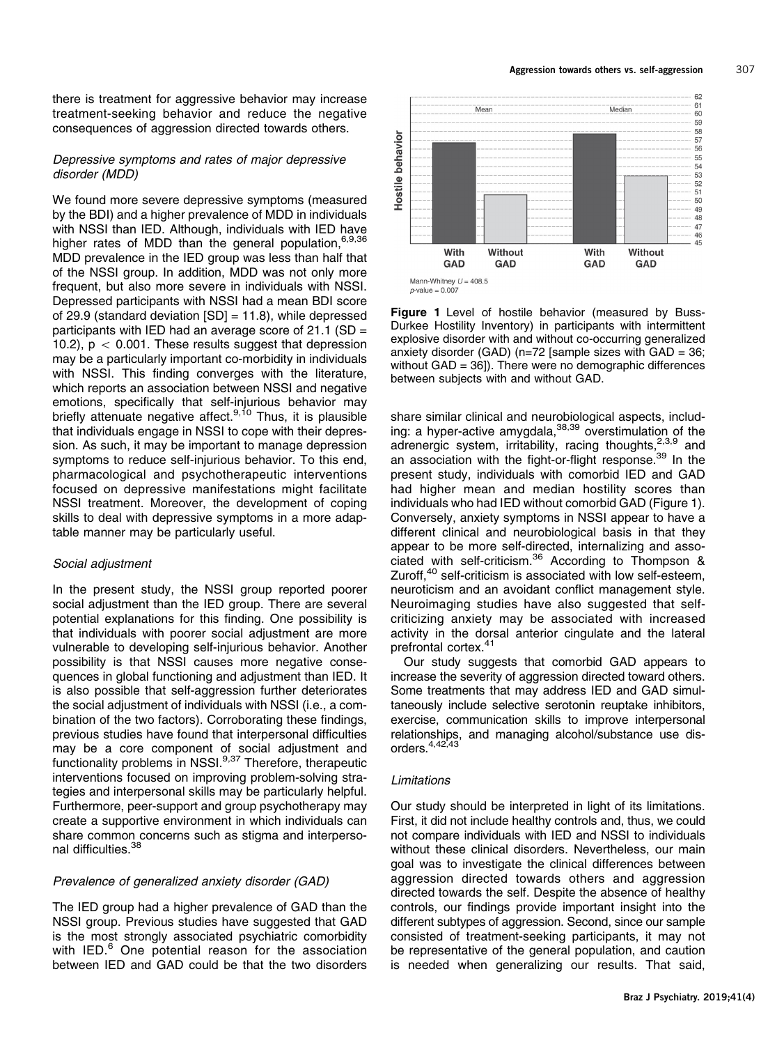there is treatment for aggressive behavior may increase treatment-seeking behavior and reduce the negative consequences of aggression directed towards others.

### *Depressive symptoms and rates of major depressive disorder (MDD)*

We found more severe depressive symptoms (measured by the BDI) and a higher prevalence of MDD in individuals with NSSI than IED. Although, individuals with IED have higher rates of MDD than the general population,[6,9,36] MDD prevalence in the IED group was less than half that of the NSSI group. In addition, MDD was not only more frequent, but also more severe in individuals with NSSI. Depressed participants with NSSI had a mean BDI score of 29.9 (standard deviation [SD] = 11.8), while depressed participants with IED had an average score of 21.1 (SD = 10.2), $p < 0.001$. These results suggest that depression may be a particularly important co-morbidity in individuals with NSSI. This finding converges with the literature, which reports an association between NSSI and negative emotions, specifically that self-injurious behavior may briefly attenuate negative affect.[9,10] Thus, it is plausible that individuals engage in NSSI to cope with their depression. As such, it may be important to manage depression symptoms to reduce self-injurious behavior. To this end, pharmacological and psychotherapeutic interventions focused on depressive manifestations might facilitate NSSI treatment. Moreover, the development of coping skills to deal with depressive symptoms in a more adaptable manner may be particularly useful.

### *Social adjustment*

In the present study, the NSSI group reported poorer social adjustment than the IED group. There are several potential explanations for this finding. One possibility is that individuals with poorer social adjustment are more vulnerable to developing self-injurious behavior. Another possibility is that NSSI causes more negative consequences in global functioning and adjustment than IED. It is also possible that self-aggression further deteriorates the social adjustment of individuals with NSSI (i.e., a combination of the two factors). Corroborating these findings, previous studies have found that interpersonal difficulties may be a core component of social adjustment and functionality problems in NSSI.[9,37] Therefore, therapeutic interventions focused on improving problem-solving strategies and interpersonal skills may be particularly helpful. Furthermore, peer-support and group psychotherapy may create a supportive environment in which individuals can share common concerns such as stigma and interpersonal difficulties.[38]

### *Prevalence of generalized anxiety disorder (GAD)*

The IED group had a higher prevalence of GAD than the NSSI group. Previous studies have suggested that GAD is the most strongly associated psychiatric comorbidity with IED.[6] One potential reason for the association between IED and GAD could be that the two disorders share similar clinical and neurobiological aspects, including: a hyper-active amygdala,[38,39] overstimulation of the adrenergic system, irritability, racing thoughts,[2,3,9] and an association with the fight-or-flight response.[39] In the present study, individuals with comorbid IED and GAD had higher mean and median hostility scores than individuals who had IED without comorbid GAD (Figure 1). Conversely, anxiety symptoms in NSSI appear to have a different clinical and neurobiological basis in that they appear to be more self-directed, internalizing and associated with self-criticism.[36] According to Thompson & Zuroff,[40] self-criticism is associated with low self-esteem, neuroticism and an avoidant conflict management style. Neuroimaging studies have also suggested that self-criticizing anxiety may be associated with increased activity in the dorsal anterior cingulate and the lateral prefrontal cortex.[41]

Mann-Whitney $U = 408.5$
$p$-value = 0.007

**Figure 1** Level of hostile behavior (measured by Buss-Durkee Hostility Inventory) in participants with intermittent explosive disorder with and without co-occurring generalized anxiety disorder (GAD) (n=72 [sample sizes with GAD = 36; without GAD = 36]). There were no demographic differences between subjects with and without GAD.

Our study suggests that comorbid GAD appears to increase the severity of aggression directed toward others. Some treatments that may address IED and GAD simultaneously include selective serotonin reuptake inhibitors, exercise, communication skills to improve interpersonal relationships, and managing alcohol/substance use disorders.[4,42,43]

### *Limitations*

Our study should be interpreted in light of its limitations. First, it did not include healthy controls and, thus, we could not compare individuals with IED and NSSI to individuals without these clinical disorders. Nevertheless, our main goal was to investigate the clinical differences between aggression directed towards others and aggression directed towards the self. Despite the absence of healthy controls, our findings provide important insight into the different subtypes of aggression. Second, since our sample consisted of treatment-seeking participants, it may not be representative of the general population, and caution is needed when generalizing our results. That said,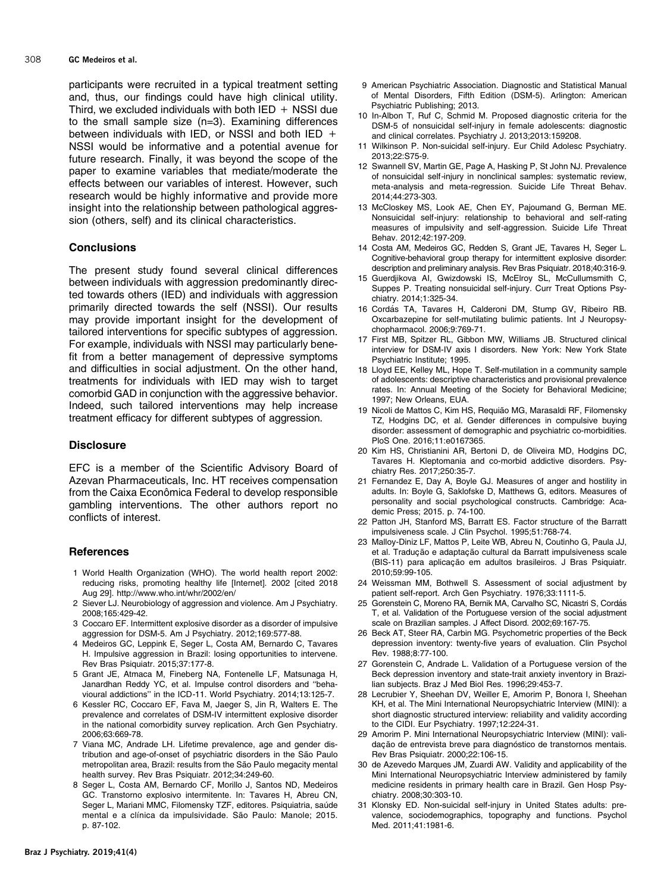participants were recruited in a typical treatment setting and, thus, our findings could have high clinical utility. Third, we excluded individuals with both IED + NSSI due to the small sample size (n=3). Examining differences between individuals with IED, or NSSI and both IED + NSSI would be informative and a potential avenue for future research. Finally, it was beyond the scope of the paper to examine variables that mediate/moderate the effects between our variables of interest. However, such research would be highly informative and provide more insight into the relationship between pathological aggression (others, self) and its clinical characteristics.

## Conclusions

The present study found several clinical differences between individuals with aggression predominantly directed towards others (IED) and individuals with aggression primarily directed towards the self (NSSI). Our results may provide important insight for the development of tailored interventions for specific subtypes of aggression. For example, individuals with NSSI may particularly benefit from a better management of depressive symptoms and difficulties in social adjustment. On the other hand, treatments for individuals with IED may wish to target comorbid GAD in conjunction with the aggressive behavior. Indeed, such tailored interventions may help increase treatment efficacy for different subtypes of aggression.

## Disclosure

EFC is a member of the Scientific Advisory Board of Azevan Pharmaceuticals, Inc. HT receives compensation from the Caixa Econômica Federal to develop responsible gambling interventions. The other authors report no conflicts of interest.

## References

1 World Health Organization (WHO). The world health report 2002: reducing risks, promoting healthy life [Internet]. 2002 [cited 2018 Aug 29]. http://www.who.int/whr/2002/en/

2 Siever LJ. Neurobiology of aggression and violence. Am J Psychiatry. 2008;165:429-42.

3 Coccaro EF. Intermittent explosive disorder as a disorder of impulsive aggression for DSM-5. Am J Psychiatry. 2012;169:577-88.

4 Medeiros GC, Leppink E, Seger L, Costa AM, Bernardo C, Tavares H. Impulsive aggression in Brazil: losing opportunities to intervene. Rev Bras Psiquiatr. 2015;37:177-8.

5 Grant JE, Atmaca M, Fineberg NA, Fontenelle LF, Matsunaga H, Janardhan Reddy YC, et al. Impulse control disorders and "behavioural addictions" in the ICD-11. World Psychiatry. 2014;13:125-7.

6 Kessler RC, Coccaro EF, Fava M, Jaeger S, Jin R, Walters E. The prevalence and correlates of DSM-IV intermittent explosive disorder in the national comorbidity survey replication. Arch Gen Psychiatry. 2006;63:669-78.

7 Viana MC, Andrade LH. Lifetime prevalence, age and gender distribution and age-of-onset of psychiatric disorders in the São Paulo metropolitan area, Brazil: results from the São Paulo megacity mental health survey. Rev Bras Psiquiatr. 2012;34:249-60.

8 Seger L, Costa AM, Bernardo CF, Morillo J, Santos ND, Medeiros GC. Transtorno explosivo intermitente. In: Tavares H, Abreu CN, Seger L, Mariani MMC, Filomensky TZF, editores. Psiquiatria, saúde mental e a clínica da impulsividade. São Paulo: Manole; 2015. p. 87-102.

9 American Psychiatric Association. Diagnostic and Statistical Manual of Mental Disorders, Fifth Edition (DSM-5). Arlington: American Psychiatric Publishing; 2013.

10 In-Albon T, Ruf C, Schmid M. Proposed diagnostic criteria for the DSM-5 of nonsuicidal self-injury in female adolescents: diagnostic and clinical correlates. Psychiatry J. 2013;2013:159208.

11 Wilkinson P. Non-suicidal self-injury. Eur Child Adolesc Psychiatry. 2013;22:S75-9.

12 Swannell SV, Martin GE, Page A, Hasking P, St John NJ. Prevalence of nonsuicidal self-injury in nonclinical samples: systematic review, meta-analysis and meta-regression. Suicide Life Threat Behav. 2014;44:273-303.

13 McCloskey MS, Look AE, Chen EY, Pajoumand G, Berman ME. Nonsuicidal self-injury: relationship to behavioral and self-rating measures of impulsivity and self-aggression. Suicide Life Threat Behav. 2012;42:197-209.

14 Costa AM, Medeiros GC, Redden S, Grant JE, Tavares H, Seger L. Cognitive-behavioral group therapy for intermittent explosive disorder: description and preliminary analysis. Rev Bras Psiquiatr. 2018;40:316-9.

15 Guerdjikova AI, Gwizdowski IS, McElroy SL, McCullumsmith C, Suppes P. Treating nonsuicidal self-injury. Curr Treat Options Psychiatry. 2014;1:325-34.

16 Cordás TA, Tavares H, Calderoni DM, Stump GV, Ribeiro RB. Oxcarbazepine for self-mutilating bulimic patients. Int J Neuropsychopharmacol. 2006;9:769-71.

17 First MB, Spitzer RL, Gibbon MW, Williams JB. Structured clinical interview for DSM-IV axis I disorders. New York: New York State Psychiatric Institute; 1995.

18 Lloyd EE, Kelley ML, Hope T. Self-mutilation in a community sample of adolescents: descriptive characteristics and provisional prevalence rates. In: Annual Meeting of the Society for Behavioral Medicine; 1997; New Orleans, EUA.

19 Nicoli de Mattos C, Kim HS, Requião MG, Marasaldi RF, Filomensky TZ, Hodgins DC, et al. Gender differences in compulsive buying disorder: assessment of demographic and psychiatric co-morbidities. PloS One. 2016;11:e0167365.

20 Kim HS, Christianini AR, Bertoni D, de Oliveira MD, Hodgins DC, Tavares H. Kleptomania and co-morbid addictive disorders. Psychiatry Res. 2017;250:35-7.

21 Fernandez E, Day A, Boyle GJ. Measures of anger and hostility in adults. In: Boyle G, Saklofske D, Matthews G, editors. Measures of personality and social psychological constructs. Cambridge: Academic Press; 2015. p. 74-100.

22 Patton JH, Stanford MS, Barratt ES. Factor structure of the Barratt impulsiveness scale. J Clin Psychol. 1995;51:768-74.

23 Malloy-Diniz LF, Mattos P, Leite WB, Abreu N, Coutinho G, Paula JJ, et al. Tradução e adaptação cultural da Barratt impulsiveness scale (BIS-11) para aplicação em adultos brasileiros. J Bras Psiquiatr. 2010;59:99-105.

24 Weissman MM, Bothwell S. Assessment of social adjustment by patient self-report. Arch Gen Psychiatry. 1976;33:1111-5.

25 Gorenstein C, Moreno RA, Bernik MA, Carvalho SC, Nicastri S, Cordás T, et al. Validation of the Portuguese version of the social adjustment scale on Brazilian samples. J Affect Disord. 2002;69:167-75.

26 Beck AT, Steer RA, Carbin MG. Psychometric properties of the Beck depression inventory: twenty-five years of evaluation. Clin Psychol Rev. 1988;8:77-100.

27 Gorenstein C, Andrade L. Validation of a Portuguese version of the Beck depression inventory and state-trait anxiety inventory in Brazilian subjects. Braz J Med Biol Res. 1996;29:453-7.

28 Lecrubier Y, Sheehan DV, Weiller E, Amorim P, Bonora I, Sheehan KH, et al. The Mini International Neuropsychiatric Interview (MINI): a short diagnostic structured interview: reliability and validity according to the CIDI. Eur Psychiatry. 1997;12:224-31.

29 Amorim P. Mini International Neuropsychiatric Interview (MINI): validação de entrevista breve para diagnóstico de transtornos mentais. Rev Bras Psiquiatr. 2000;22:106-15.

30 de Azevedo Marques JM, Zuardi AW. Validity and applicability of the Mini International Neuropsychiatric Interview administered by family medicine residents in primary health care in Brazil. Gen Hosp Psychiatry. 2008;30:303-10.

31 Klonsky ED. Non-suicidal self-injury in United States adults: prevalence, sociodemographics, topography and functions. Psychol Med. 2011;41:1981-6.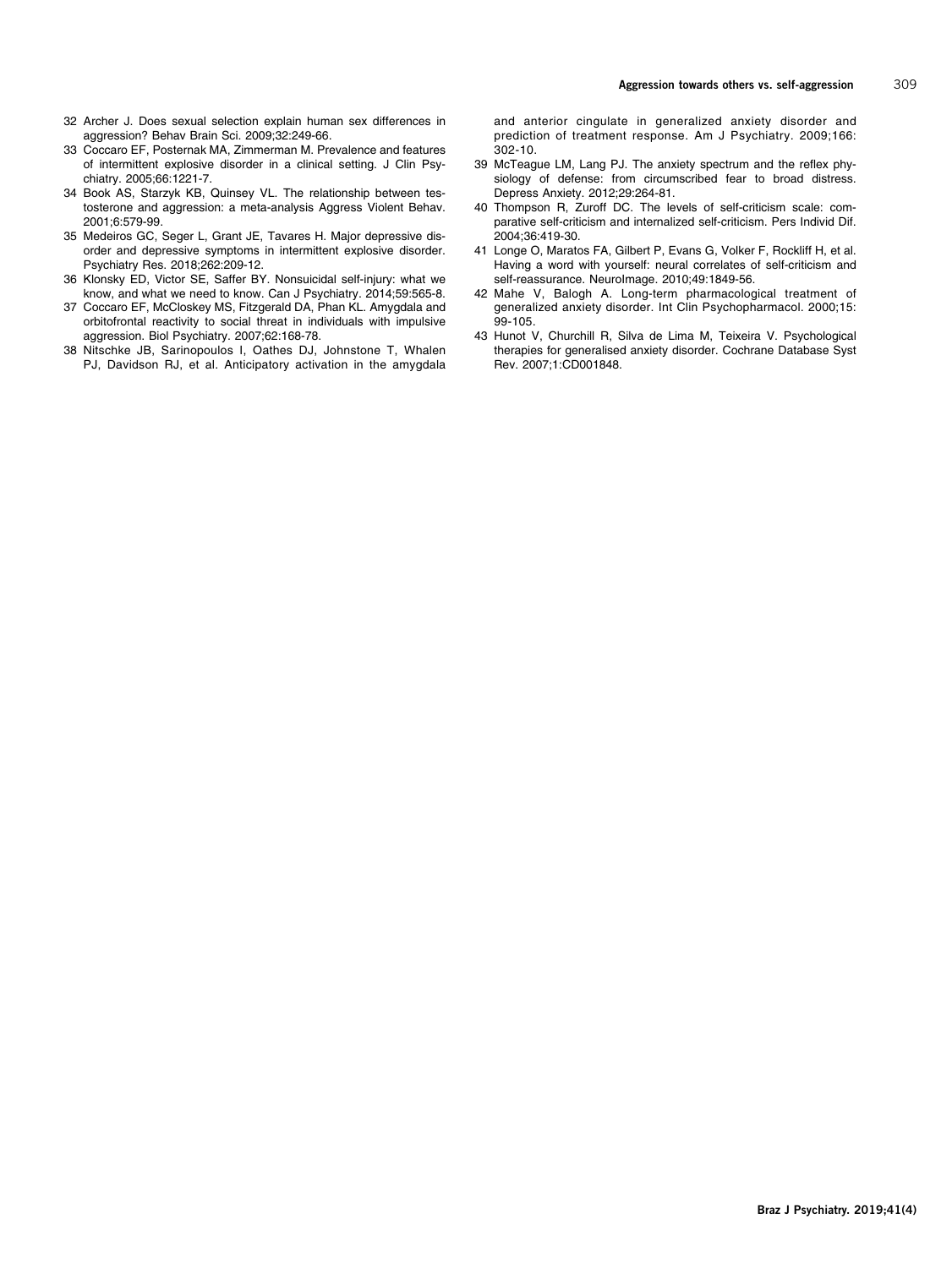32 Archer J. Does sexual selection explain human sex differences in aggression? Behav Brain Sci. 2009;32:249-66.

33 Coccaro EF, Posternak MA, Zimmerman M. Prevalence and features of intermittent explosive disorder in a clinical setting. J Clin Psychiatry. 2005;66:1221-7.

34 Book AS, Starzyk KB, Quinsey VL. The relationship between testosterone and aggression: a meta-analysis Aggress Violent Behav. 2001;6:579-99.

35 Medeiros GC, Seger L, Grant JE, Tavares H. Major depressive disorder and depressive symptoms in intermittent explosive disorder. Psychiatry Res. 2018;262:209-12.

36 Klonsky ED, Victor SE, Saffer BY. Nonsuicidal self-injury: what we know, and what we need to know. Can J Psychiatry. 2014;59:565-8.

37 Coccaro EF, McCloskey MS, Fitzgerald DA, Phan KL. Amygdala and orbitofrontal reactivity to social threat in individuals with impulsive aggression. Biol Psychiatry. 2007;62:168-78.

38 Nitschke JB, Sarinopoulos I, Oathes DJ, Johnstone T, Whalen PJ, Davidson RJ, et al. Anticipatory activation in the amygdala and anterior cingulate in generalized anxiety disorder and prediction of treatment response. Am J Psychiatry. 2009;166: 302-10.

39 McTeague LM, Lang PJ. The anxiety spectrum and the reflex physiology of defense: from circumscribed fear to broad distress. Depress Anxiety. 2012;29:264-81.

40 Thompson R, Zuroff DC. The levels of self-criticism scale: comparative self-criticism and internalized self-criticism. Pers Individ Dif. 2004;36:419-30.

41 Longe O, Maratos FA, Gilbert P, Evans G, Volker F, Rockliff H, et al. Having a word with yourself: neural correlates of self-criticism and self-reassurance. NeuroImage. 2010;49:1849-56.

42 Mahe V, Balogh A. Long-term pharmacological treatment of generalized anxiety disorder. Int Clin Psychopharmacol. 2000;15: 99-105.

43 Hunot V, Churchill R, Silva de Lima M, Teixeira V. Psychological therapies for generalised anxiety disorder. Cochrane Database Syst Rev. 2007;1:CD001848.